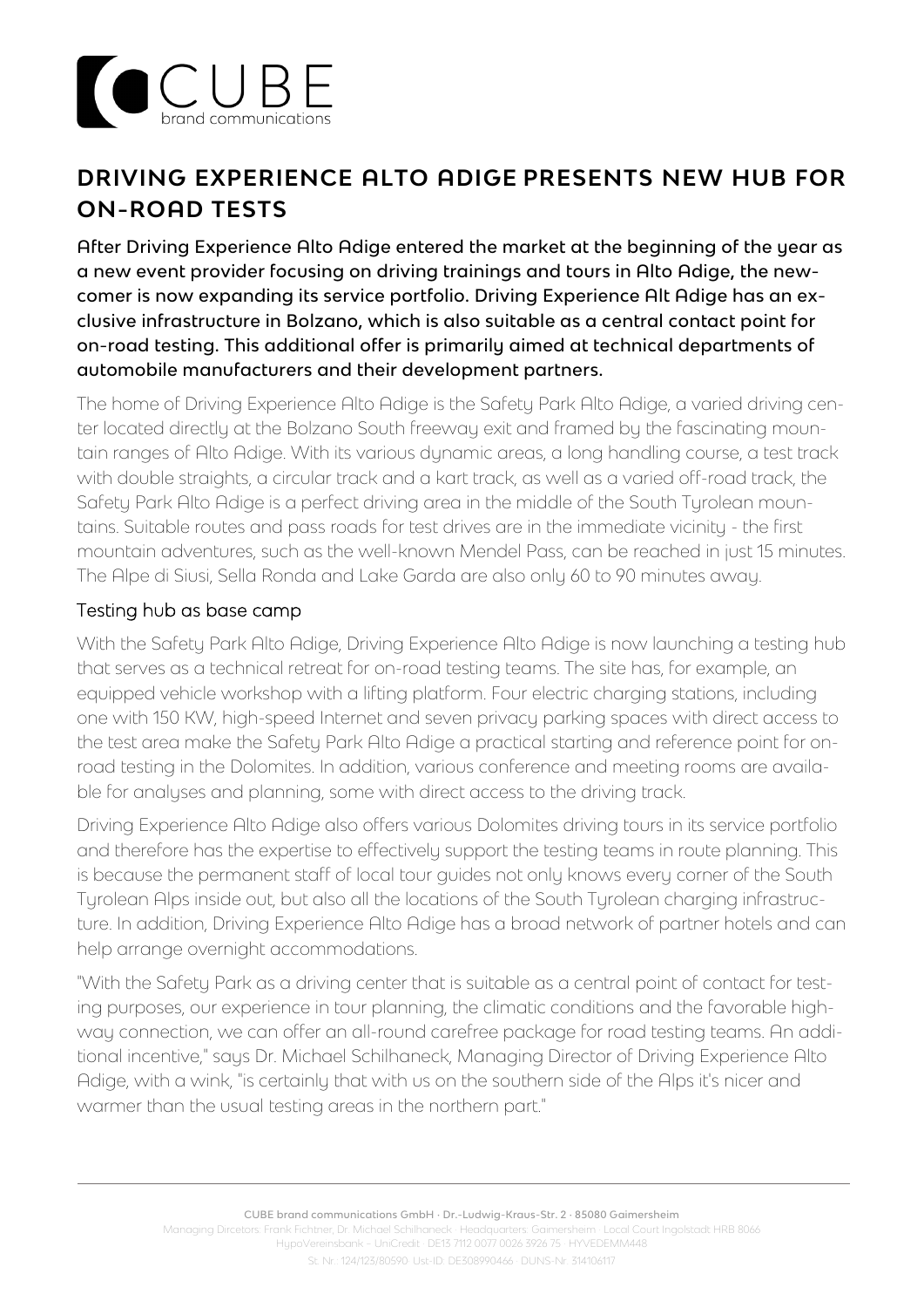# DRIVING EXPERIENCE ALTO ADIGE PRESENTS NEW HUB FOR ON-ROAD TESTS

**After Driving Experience Alto Adige entered the market at the beginning of the year as a new event provider focusing on driving trainings and tours in Alto Adige, the newcomer is now expanding its service portfolio. Driving Experience Alt Adige has an exclusive infrastructure in Bolzano, which is also suitable as a central contact point for on-road testing. This additional offer is primarily aimed at technical departments of automobile manufacturers and their development partners.**

The home of Driving Experience Alto Adige is the Safety Park Alto Adige, a varied driving center located directly at the Bolzano South freeway exit and framed by the fascinating mountain ranges of Alto Adige. With its various dynamic areas, a long handling course, a test track with double straights, a circular track and a kart track, as well as a varied off-road track, the Safety Park Alto Adige is a perfect driving area in the middle of the South Tyrolean mountains. Suitable routes and pass roads for test drives are in the immediate vicinity - the first mountain adventures, such as the well-known Mendel Pass, can be reached in just 15 minutes. The Alpe di Siusi, Sella Ronda and Lake Garda are also only 60 to 90 minutes away.

## Testing hub as base camp

With the Safety Park Alto Adige, Driving Experience Alto Adige is now launching a testing hub that serves as a technical retreat for on-road testing teams. The site has, for example, an equipped vehicle workshop with a lifting platform. Four electric charging stations, including one with 150 KW, high-speed Internet and seven privacy parking spaces with direct access to the test area make the Safety Park Alto Adige a practical starting and reference point for on-road testing in the Dolomites. In addition, various conference and meeting rooms are available for analyses and planning, some with direct access to the driving track.

Driving Experience Alto Adige also offers various Dolomites driving tours in its service portfolio and therefore has the expertise to effectively support the testing teams in route planning. This is because the permanent staff of local tour guides not only knows every corner of the South Tyrolean Alps inside out, but also all the locations of the South Tyrolean charging infrastructure. In addition, Driving Experience Alto Adige has a broad network of partner hotels and can help arrange overnight accommodations.

"With the Safety Park as a driving center that is suitable as a central point of contact for testing purposes, our experience in tour planning, the climatic conditions and the favorable highway connection, we can offer an all-round carefree package for road testing teams. An additional incentive," says Dr. Michael Schilhaneck, Managing Director of Driving Experience Alto Adige, with a wink, "is certainly that with us on the southern side of the Alps it's nicer and warmer than the usual testing areas in the northern part."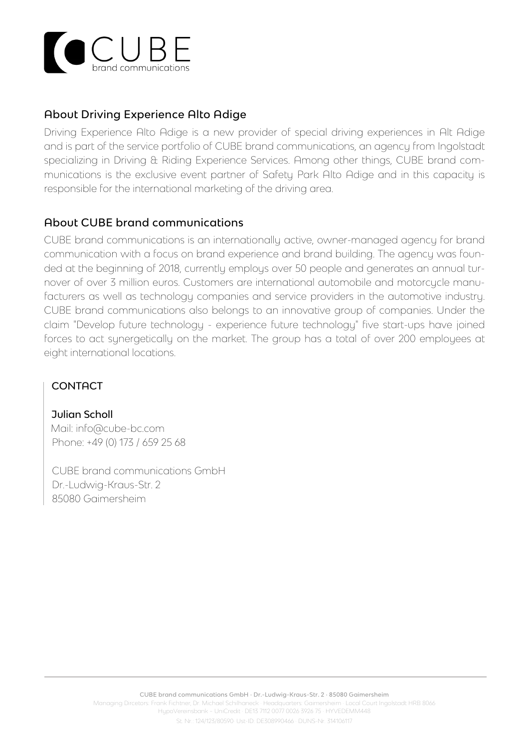## About Driving Experience Alto Adige

Driving Experience Alto Adige is a new provider of special driving experiences in Alt Adige and is part of the service portfolio of CUBE brand communications, an agency from Ingolstadt specializing in Driving & Riding Experience Services. Among other things, CUBE brand communications is the exclusive event partner of Safety Park Alto Adige and in this capacity is responsible for the international marketing of the driving area.

## About CUBE brand communications

CUBE brand communications is an internationally active, owner-managed agency for brand communication with a focus on brand experience and brand building. The agency was founded at the beginning of 2018, currently employs over 50 people and generates an annual turnover of over 3 million euros. Customers are international automobile and motorcycle manufacturers as well as technology companies and service providers in the automotive industry. CUBE brand communications also belongs to an innovative group of companies. Under the claim "Develop future technology - experience future technology" five start-ups have joined forces to act synergetically on the market. The group has a total of over 200 employees at eight international locations.

### CONTACT

**Julian Scholl**
Mail: info@cube-bc.com
Phone: +49 (0) 173 / 659 25 68

CUBE brand communications GmbH
Dr.-Ludwig-Kraus-Str. 2
85080 Gaimersheim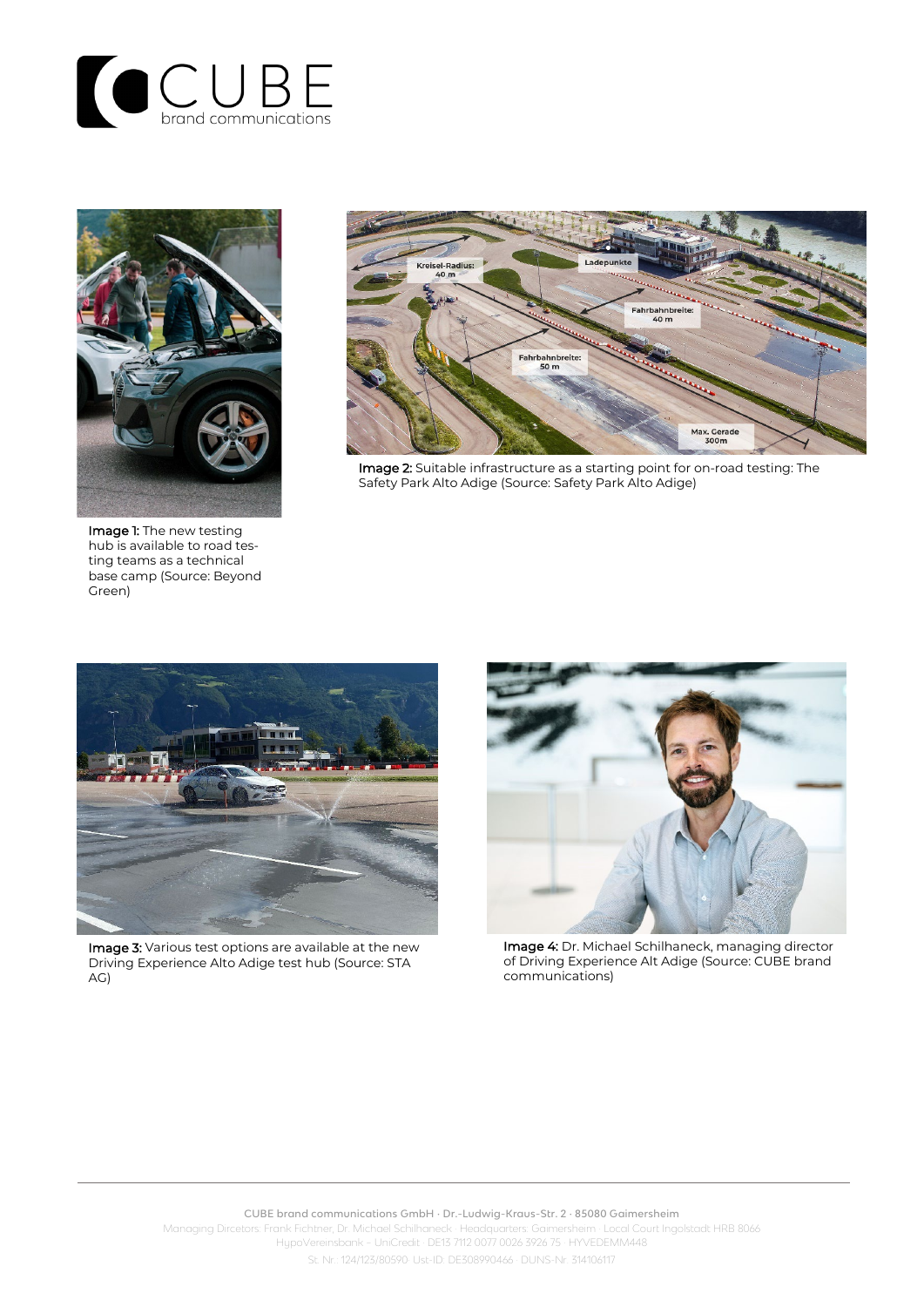**Image 1:** The new testing hub is available to road testing teams as a technical base camp (Source: Beyond Green)

**Image 2:** Suitable infrastructure as a starting point for on-road testing: The Safety Park Alto Adige (Source: Safety Park Alto Adige)

**Image 3:** Various test options are available at the new Driving Experience Alto Adige test hub (Source: STA AG)

**Image 4:** Dr. Michael Schilhaneck, managing director of Driving Experience Alt Adige (Source: CUBE brand communications)